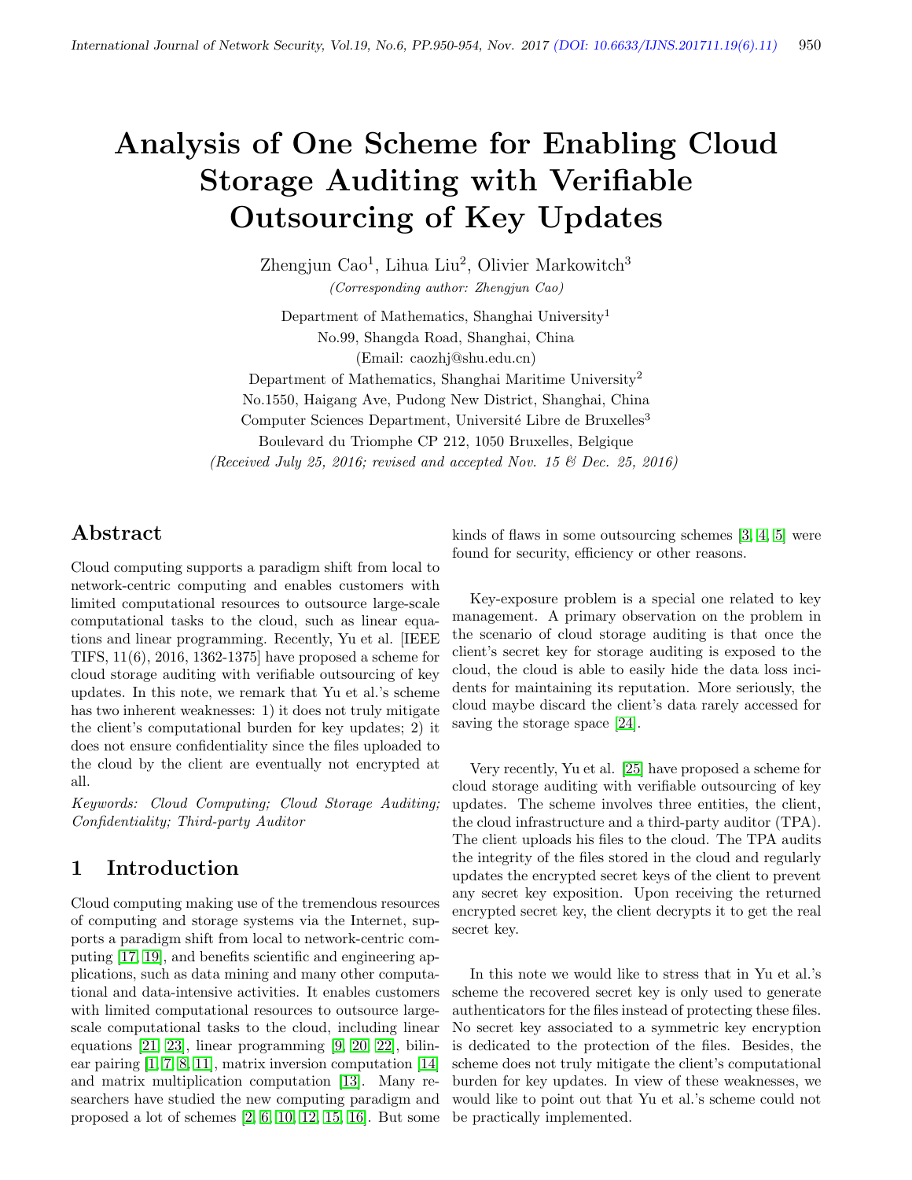# Analysis of One Scheme for Enabling Cloud Storage Auditing with Verifiable Outsourcing of Key Updates

Zhengjun Cao[1], Lihua Liu[2], Olivier Markowitch[3]

*(Corresponding author: Zhengjun Cao)*

Department of Mathematics, Shanghai University[1]

No.99, Shangda Road, Shanghai, China

(Email: caozhj@shu.edu.cn)

Department of Mathematics, Shanghai Maritime University[2]

No.1550, Haigang Ave, Pudong New District, Shanghai, China

Computer Sciences Department, Université Libre de Bruxelles[3]

Boulevard du Triomphe CP 212, 1050 Bruxelles, Belgique

*(Received July 25, 2016; revised and accepted Nov. 15 & Dec. 25, 2016)*

## Abstract

Cloud computing supports a paradigm shift from local to network-centric computing and enables customers with limited computational resources to outsource large-scale computational tasks to the cloud, such as linear equations and linear programming. Recently, Yu et al. [IEEE TIFS, 11(6), 2016, 1362-1375] have proposed a scheme for cloud storage auditing with verifiable outsourcing of key updates. In this note, we remark that Yu et al.'s scheme has two inherent weaknesses: 1) it does not truly mitigate the client's computational burden for key updates; 2) it does not ensure confidentiality since the files uploaded to the cloud by the client are eventually not encrypted at all.

*Keywords: Cloud Computing; Cloud Storage Auditing; Confidentiality; Third-party Auditor*

## 1 Introduction

Cloud computing making use of the tremendous resources of computing and storage systems via the Internet, supports a paradigm shift from local to network-centric computing [17, 19], and benefits scientific and engineering applications, such as data mining and many other computational and data-intensive activities. It enables customers with limited computational resources to outsource large-scale computational tasks to the cloud, including linear equations [21, 23], linear programming [9, 20, 22], bilinear pairing [1, 7, 8, 11], matrix inversion computation [14] and matrix multiplication computation [13]. Many researchers have studied the new computing paradigm and proposed a lot of schemes [2, 6, 10, 12, 15, 16]. But some kinds of flaws in some outsourcing schemes [3, 4, 5] were found for security, efficiency or other reasons.

Key-exposure problem is a special one related to key management. A primary observation on the problem in the scenario of cloud storage auditing is that once the client's secret key for storage auditing is exposed to the cloud, the cloud is able to easily hide the data loss incidents for maintaining its reputation. More seriously, the cloud maybe discard the client's data rarely accessed for saving the storage space [24].

Very recently, Yu et al. [25] have proposed a scheme for cloud storage auditing with verifiable outsourcing of key updates. The scheme involves three entities, the client, the cloud infrastructure and a third-party auditor (TPA). The client uploads his files to the cloud. The TPA audits the integrity of the files stored in the cloud and regularly updates the encrypted secret keys of the client to prevent any secret key exposition. Upon receiving the returned encrypted secret key, the client decrypts it to get the real secret key.

In this note we would like to stress that in Yu et al.'s scheme the recovered secret key is only used to generate authenticators for the files instead of protecting these files. No secret key associated to a symmetric key encryption is dedicated to the protection of the files. Besides, the scheme does not truly mitigate the client's computational burden for key updates. In view of these weaknesses, we would like to point out that Yu et al.'s scheme could not be practically implemented.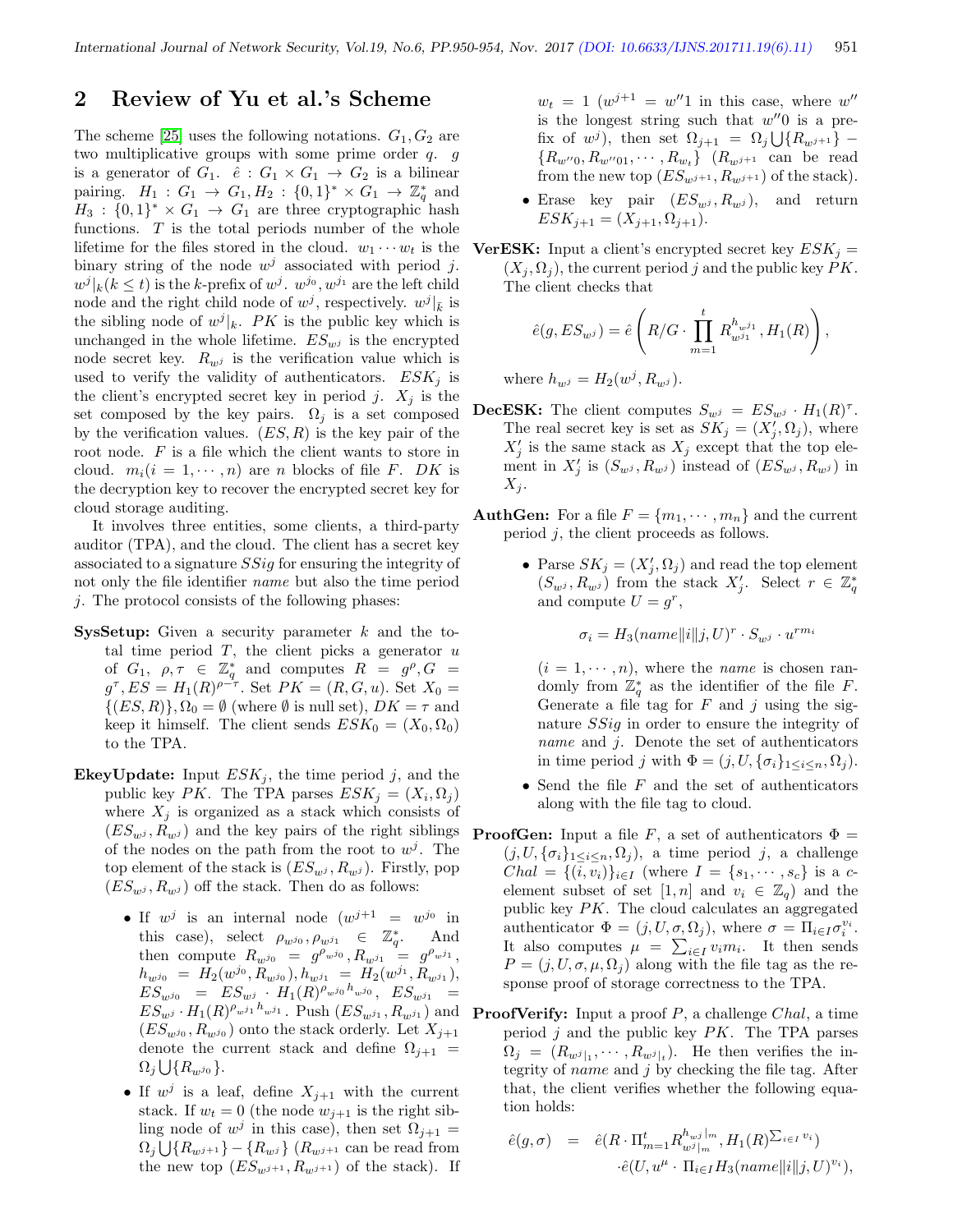## 2 Review of Yu et al.'s Scheme

The scheme [25] uses the following notations. $G_1, G_2$ are two multiplicative groups with some prime order $q$. $g$ is a generator of $G_1$. $\hat{e}: G_1 \times G_1 \rightarrow G_2$ is a bilinear pairing. $H_1: G_1 \rightarrow G_1, H_2: \{0,1\}^* \times G_1 \rightarrow \mathbb{Z}_q^*$ and $H_3: \{0,1\}^* \times G_1 \rightarrow G_1$ are three cryptographic hash functions. $T$ is the total periods number of the whole lifetime for the files stored in the cloud. $w_1 \cdots w_t$ is the binary string of the node $w^j$ associated with period $j$. $w^j|_k (k \leq t)$ is the $k$-prefix of $w^j$. $w^{j_0}, w^{j_1}$ are the left child node and the right child node of $w^j$, respectively. $w^j|_{\bar{k}}$ is the sibling node of $w^j|_k$. $PK$ is the public key which is unchanged in the whole lifetime. $ES_{w^j}$ is the encrypted node secret key. $R_{w^j}$ is the verification value which is used to verify the validity of authenticators. $ESK_j$ is the client's encrypted secret key in period $j$. $X_j$ is the set composed by the key pairs. $\Omega_j$ is a set composed by the verification values. $(ES, R)$ is the key pair of the root node. $F$ is a file which the client wants to store in cloud. $m_i (i = 1, \cdots, n)$ are $n$ blocks of file $F$. $DK$ is the decryption key to recover the encrypted secret key for cloud storage auditing.

It involves three entities, some clients, a third-party auditor (TPA), and the cloud. The client has a secret key associated to a signature $SSig$ for ensuring the integrity of not only the file identifier $name$ but also the time period $j$. The protocol consists of the following phases:

**SysSetup:** Given a security parameter $k$ and the total time period $T$, the client picks a generator $u$ of $G_1$, $\rho, \tau \in \mathbb{Z}_q^*$ and computes $R = g^\rho, G = g^\tau, ES = H_1(R)^{\rho - \tau}$. Set $PK = (R, G, u)$. Set $X_0 = \{(ES, R)\}, \Omega_0 = \emptyset$ (where $\emptyset$ is null set), $DK = \tau$ and keep it himself. The client sends $ESK_0 = (X_0, \Omega_0)$ to the TPA.

**EkeyUpdate:** Input $ESK_j$, the time period $j$, and the public key $PK$. The TPA parses $ESK_j = (X_i, \Omega_j)$ where $X_j$ is organized as a stack which consists of $(ES_{w^j}, R_{w^j})$ and the key pairs of the right siblings of the nodes on the path from the root to $w^j$. The top element of the stack is $(ES_{w^j}, R_{w^j})$. Firstly, pop $(ES_{w^j}, R_{w^j})$ off the stack. Then do as follows:

- If $w^j$ is an internal node ($w^{j+1} = w^{j_0}$ in this case), select $\rho_{w^{j_0}}, \rho_{w^{j_1}} \in \mathbb{Z}_q^*$. And then compute $R_{w^{j_0}} = g^{\rho_{w^{j_0}}}, R_{w^{j_1}} = g^{\rho_{w^{j_1}}}$, $h_{w^{j_0}} = H_2(w^{j_0}, R_{w^{j_0}}), h_{w^{j_1}} = H_2(w^{j_1}, R_{w^{j_1}})$, $ES_{w^{j_0}} = ES_{w^j} \cdot H_1(R)^{\rho_{w^{j_0}} h_{w^{j_0}}}$, $ES_{w^{j_1}} = ES_{w^j} \cdot H_1(R)^{\rho_{w^{j_1}} h_{w^{j_1}}}$. Push $(ES_{w^{j_1}}, R_{w^{j_1}})$ and $(ES_{w^{j_0}}, R_{w^{j_0}})$ onto the stack orderly. Let $X_{j+1}$ denote the current stack and define $\Omega_{j+1} = \Omega_j \bigcup \{R_{w^{j_0}}\}$.
- If $w^j$ is a leaf, define $X_{j+1}$ with the current stack. If $w_t = 0$ (the node $w_{j+1}$ is the right sibling node of $w^j$ in this case), then set $\Omega_{j+1} = \Omega_j \bigcup \{R_{w^{j+1}}\} - \{R_{w^j}\}$ ($R_{w^{j+1}}$ can be read from the new top $(ES_{w^{j+1}}, R_{w^{j+1}})$ of the stack). If $w_t = 1$ ($w^{j+1} = w''1$ in this case, where $w''$ is the longest string such that $w''0$ is a prefix of $w^j$), then set $\Omega_{j+1} = \Omega_j \bigcup \{R_{w^{j+1}}\} - \{R_{w''0}, R_{w''01}, \cdots, R_{w_t}\}$ ($R_{w^{j+1}}$ can be read from the new top $(ES_{w^{j+1}}, R_{w^{j+1}})$ of the stack).
- Erase key pair $(ES_{w^j}, R_{w^j})$, and return $ESK_{j+1} = (X_{j+1}, \Omega_{j+1})$.

**VerESK:** Input a client's encrypted secret key $ESK_j = (X_j, \Omega_j)$, the current period $j$ and the public key $PK$. The client checks that

$$\hat{e}(g, ES_{w^j}) = \hat{e}\left(R/G \cdot \prod_{m=1}^{t} R_{w^{j_1}}^{h_{w^{j_1}}}, H_1(R)\right),$$

where $h_{w^j} = H_2(w^j, R_{w^j})$.

**DecESK:** The client computes $S_{w^j} = ES_{w^j} \cdot H_1(R)^\tau$. The real secret key is set as $SK_j = (X_j', \Omega_j)$, where $X_j'$ is the same stack as $X_j$ except that the top element in $X_j'$ is $(S_{w^j}, R_{w^j})$ instead of $(ES_{w^j}, R_{w^j})$ in $X_j$.

**AuthGen:** For a file $F = \{m_1, \cdots, m_n\}$ and the current period $j$, the client proceeds as follows.

- Parse $SK_j = (X_j', \Omega_j)$ and read the top element $(S_{w^j}, R_{w^j})$ from the stack $X_j'$. Select $r \in \mathbb{Z}_q^*$ and compute $U = g^r$,

$$\sigma_i = H_3(name\|i\|j, U)^r \cdot S_{w^j} \cdot u^{rm_i}$$

($i = 1, \cdots, n$), where the $name$ is chosen randomly from $\mathbb{Z}_q^*$ as the identifier of the file $F$. Generate a file tag for $F$ and $j$ using the signature $SSig$ in order to ensure the integrity of $name$ and $j$. Denote the set of authenticators in time period $j$ with $\Phi = (j, U, \{\sigma_i\}_{1 \leq i \leq n}, \Omega_j)$.
- Send the file $F$ and the set of authenticators along with the file tag to cloud.

**ProofGen:** Input a file $F$, a set of authenticators $\Phi = (j, U, \{\sigma_i\}_{1 \leq i \leq n}, \Omega_j)$, a time period $j$, a challenge $Chal = \{(i, v_i)\}_{i \in I}$ (where $I = \{s_1, \cdots, s_c\}$ is a $c$-element subset of set $[1, n]$ and $v_i \in \mathbb{Z}_q$) and the public key $PK$. The cloud calculates an aggregated authenticator $\Phi = (j, U, \sigma, \Omega_j)$, where $\sigma = \Pi_{i \in I} \sigma_i^{v_i}$. It also computes $\mu = \sum_{i \in I} v_i m_i$. It then sends $P = (j, U, \sigma, \mu, \Omega_j)$ along with the file tag as the response proof of storage correctness to the TPA.

**ProofVerify:** Input a proof $P$, a challenge $Chal$, a time period $j$ and the public key $PK$. The TPA parses $\Omega_j = (R_{w^j|_1}, \cdots, R_{w^j|_t})$. He then verifies the integrity of $name$ and $j$ by checking the file tag. After that, the client verifies whether the following equation holds:

$$\begin{aligned}\hat{e}(g, \sigma) \quad &= \quad \hat{e}(R \cdot \Pi_{m=1}^{t} R_{w^j|_m}^{h_{w^j|_m}}, H_1(R)^{\sum_{i \in I} v_i}) \\ &\quad \cdot \hat{e}(U, u^\mu \cdot \Pi_{i \in I} H_3(name\|i\|j, U)^{v_i}),\end{aligned}$$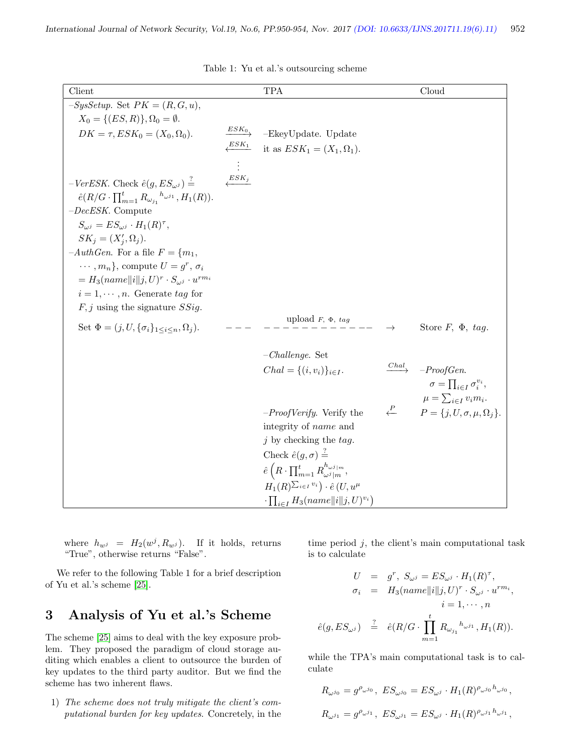Table 1: Yu et al.'s outsourcing scheme

| Client | | TPA | | Cloud |
|---|---|---|---|---|
| –*SysSetup*. Set $PK = (R, G, u)$, $X_0 = \{(ES, R)\}, \Omega_0 = \emptyset$. $DK = \tau, ESK_0 = (X_0, \Omega_0)$. | $\xrightarrow{ESK_0}$ $\xleftarrow{ESK_1}$ ⋮ $\xleftarrow{ESK_j}$ | –EkeyUpdate. Update it as $ESK_1 = (X_1, \Omega_1)$. | | |
| –*VerESK*. Check $\hat{e}(g, ES_{\omega^j}) \stackrel{?}{=} \hat{e}(R/G \cdot \prod_{m=1}^{t} R_{\omega_{j_1}}{}^{h_{\omega^{j_1}}}, H_1(R))$. | | | | |
| –*DecESK*. Compute $S_{\omega^j} = ES_{\omega^j} \cdot H_1(R)^{\tau}$, $SK_j = (X'_j, \Omega_j)$. | | | | |
| –*AuthGen*. For a file $F = \{m_1, \cdots, m_n\}$, compute $U = g^r$, $\sigma_i = H_3(name\|i\|j, U)^r \cdot S_{\omega^j} \cdot u^{rm_i}$ $i = 1, \cdots, n$. Generate *tag* for $F, j$ using the signature *SSig*. | | | | |
| Set $\Phi = (j, U, \{\sigma_i\}_{1 \leq i \leq n}, \Omega_j)$. | – – – | upload $F$, $\Phi$, *tag* – – – – – – – – – – – – | $\rightarrow$ | Store $F$, $\Phi$, *tag*. |
| | | –*Challenge*. Set $Chal = \{(i, v_i)\}_{i \in I}$. | $\xrightarrow{Chal}$ | –*ProofGen*. $\sigma = \prod_{i \in I} \sigma_i^{v_i}$, $\mu = \sum_{i \in I} v_i m_i$. |
| | | –*ProofVerify*. Verify the integrity of *name* and $j$ by checking the *tag*. Check $\hat{e}(g, \sigma) \stackrel{?}{=} \hat{e}\left(R \cdot \prod_{m=1}^{t} R_{\omega^j\|m}^{h_{\omega^j\|m}}, H_1(R)^{\sum_{i \in I} v_i}\right) \cdot \hat{e}\left(U, u^{\mu} \cdot \prod_{i \in I} H_3(name\|i\|j, U)^{v_i}\right)$ | $\xleftarrow{P}$ | $P = \{j, U, \sigma, \mu, \Omega_j\}$. |

where $h_{w^j} = H_2(w^j, R_{w^j})$. If it holds, returns "True", otherwise returns "False".

We refer to the following Table 1 for a brief description of Yu et al.'s scheme [25].

# 3 Analysis of Yu et al.'s Scheme

The scheme [25] aims to deal with the key exposure problem. They proposed the paradigm of cloud storage auditing which enables a client to outsource the burden of key updates to the third party auditor. But we find the scheme has two inherent flaws.

1) *The scheme does not truly mitigate the client's computational burden for key updates.* Concretely, in the time period $j$, the client's main computational task is to calculate

$$
\begin{aligned}
U &= g^r, \ S_{\omega^j} = ES_{\omega^j} \cdot H_1(R)^{\tau}, \\
\sigma_i &= H_3(name\|i\|j, U)^r \cdot S_{\omega^j} \cdot u^{rm_i}, \\
& \qquad i = 1, \cdots, n \\
\hat{e}(g, ES_{\omega^j}) &\stackrel{?}{=} \hat{e}(R/G \cdot \prod_{m=1}^{t} R_{\omega_{j_1}}{}^{h_{\omega^{j_1}}}, H_1(R)).
\end{aligned}
$$

while the TPA's main computational task is to calculate

$$
R_{\omega^{j_0}} = g^{\rho_{\omega^{j_0}}}, \ ES_{\omega^{j_0}} = ES_{\omega^j} \cdot H_1(R)^{\rho_{\omega^{j_0}} h_{\omega^{j_0}}},
$$

$$
R_{\omega^{j_1}} = g^{\rho_{\omega^{j_1}}}, \ ES_{\omega^{j_1}} = ES_{\omega^j} \cdot H_1(R)^{\rho_{\omega^{j_1}} h_{\omega^{j_1}}},
$$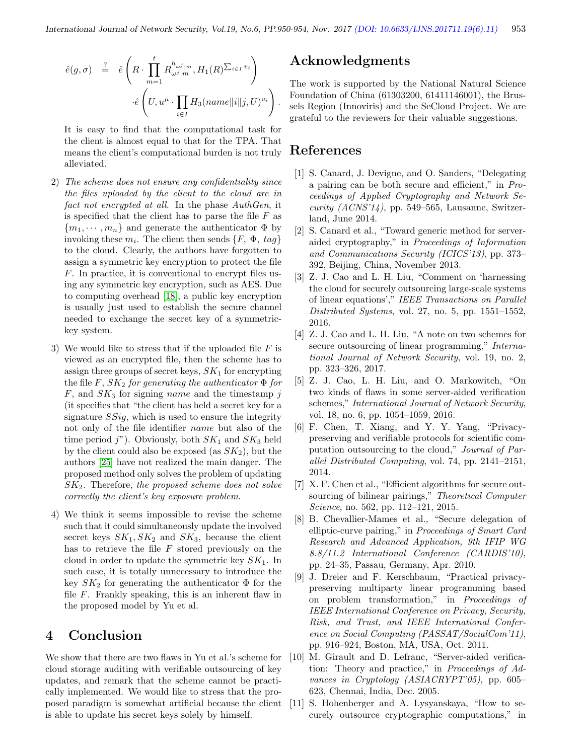$$\hat{e}(g, \sigma) \stackrel{?}{=} \hat{e}\left(R \cdot \prod_{m=1}^{t} R_{\omega^j|m}^{h_{\omega^j|m}}, H_1(R)^{\sum_{i \in I} v_i}\right) \cdot \hat{e}\left(U, u^{\mu} \cdot \prod_{i \in I} H_3(name\|i\|j, U)^{v_i}\right).$$

It is easy to find that the computational task for the client is almost equal to that for the TPA. That means the client's computational burden is not truly alleviated.

2) *The scheme does not ensure any confidentiality since the files uploaded by the client to the cloud are in fact not encrypted at all.* In the phase *AuthGen*, it is specified that the client has to parse the file $F$ as $\{m_1, \cdots, m_n\}$ and generate the authenticator $\Phi$ by invoking these $m_i$. The client then sends $\{F, \Phi, tag\}$ to the cloud. Clearly, the authors have forgotten to assign a symmetric key encryption to protect the file $F$. In practice, it is conventional to encrypt files using any symmetric key encryption, such as AES. Due to computing overhead [18], a public key encryption is usually just used to establish the secure channel needed to exchange the secret key of a symmetric-key system.

3) We would like to stress that if the uploaded file $F$ is viewed as an encrypted file, then the scheme has to assign three groups of secret keys, $SK_1$ for encrypting the file $F$, $SK_2$ *for generating the authenticator* $\Phi$ *for* $F$, and $SK_3$ for signing *name* and the timestamp $j$ (it specifies that "the client has held a secret key for a signature *SSig*, which is used to ensure the integrity not only of the file identifier *name* but also of the time period $j$"). Obviously, both $SK_1$ and $SK_3$ held by the client could also be exposed (as $SK_2$), but the authors [25] have not realized the main danger. The proposed method only solves the problem of updating $SK_2$. Therefore, *the proposed scheme does not solve correctly the client's key exposure problem*.

4) We think it seems impossible to revise the scheme such that it could simultaneously update the involved secret keys $SK_1, SK_2$ and $SK_3$, because the client has to retrieve the file $F$ stored previously on the cloud in order to update the symmetric key $SK_1$. In such case, it is totally unnecessary to introduce the key $SK_2$ for generating the authenticator $\Phi$ for the file $F$. Frankly speaking, this is an inherent flaw in the proposed model by Yu et al.

# 4 Conclusion

We show that there are two flaws in Yu et al.'s scheme for cloud storage auditing with verifiable outsourcing of key updates, and remark that the scheme cannot be practically implemented. We would like to stress that the proposed paradigm is somewhat artificial because the client is able to update his secret keys solely by himself.

# Acknowledgments

The work is supported by the National Natural Science Foundation of China (61303200, 61411146001), the Brussels Region (Innoviris) and the SeCloud Project. We are grateful to the reviewers for their valuable suggestions.

# References

[1] S. Canard, J. Devigne, and O. Sanders, "Delegating a pairing can be both secure and efficient," in *Proceedings of Applied Cryptography and Network Security (ACNS'14)*, pp. 549–565, Lausanne, Switzerland, June 2014.

[2] S. Canard et al., "Toward generic method for server-aided cryptography," in *Proceedings of Information and Communications Security (ICICS'13)*, pp. 373–392, Beijing, China, November 2013.

[3] Z. J. Cao and L. H. Liu, "Comment on 'harnessing the cloud for securely outsourcing large-scale systems of linear equations'," *IEEE Transactions on Parallel Distributed Systems*, vol. 27, no. 5, pp. 1551–1552, 2016.

[4] Z. J. Cao and L. H. Liu, "A note on two schemes for secure outsourcing of linear programming," *International Journal of Network Security*, vol. 19, no. 2, pp. 323–326, 2017.

[5] Z. J. Cao, L. H. Liu, and O. Markowitch, "On two kinds of flaws in some server-aided verification schemes," *International Journal of Network Security*, vol. 18, no. 6, pp. 1054–1059, 2016.

[6] F. Chen, T. Xiang, and Y. Y. Yang, "Privacy-preserving and verifiable protocols for scientific computation outsourcing to the cloud," *Journal of Parallel Distributed Computing*, vol. 74, pp. 2141–2151, 2014.

[7] X. F. Chen et al., "Efficient algorithms for secure outsourcing of bilinear pairings," *Theoretical Computer Science*, no. 562, pp. 112–121, 2015.

[8] B. Chevallier-Mames et al., "Secure delegation of elliptic-curve pairing," in *Proceedings of Smart Card Research and Advanced Application, 9th IFIP WG 8.8/11.2 International Conference (CARDIS'10)*, pp. 24–35, Passau, Germany, Apr. 2010.

[9] J. Dreier and F. Kerschbaum, "Practical privacy-preserving multiparty linear programming based on problem transformation," in *Proceedings of IEEE International Conference on Privacy, Security, Risk, and Trust, and IEEE International Conference on Social Computing (PASSAT/SocialCom'11)*, pp. 916–924, Boston, MA, USA, Oct. 2011.

[10] M. Girault and D. Lefranc, "Server-aided verification: Theory and practice," in *Proceedings of Advances in Cryptology (ASIACRYPT'05)*, pp. 605–623, Chennai, India, Dec. 2005.

[11] S. Hohenberger and A. Lysyanskaya, "How to securely outsource cryptographic computations," in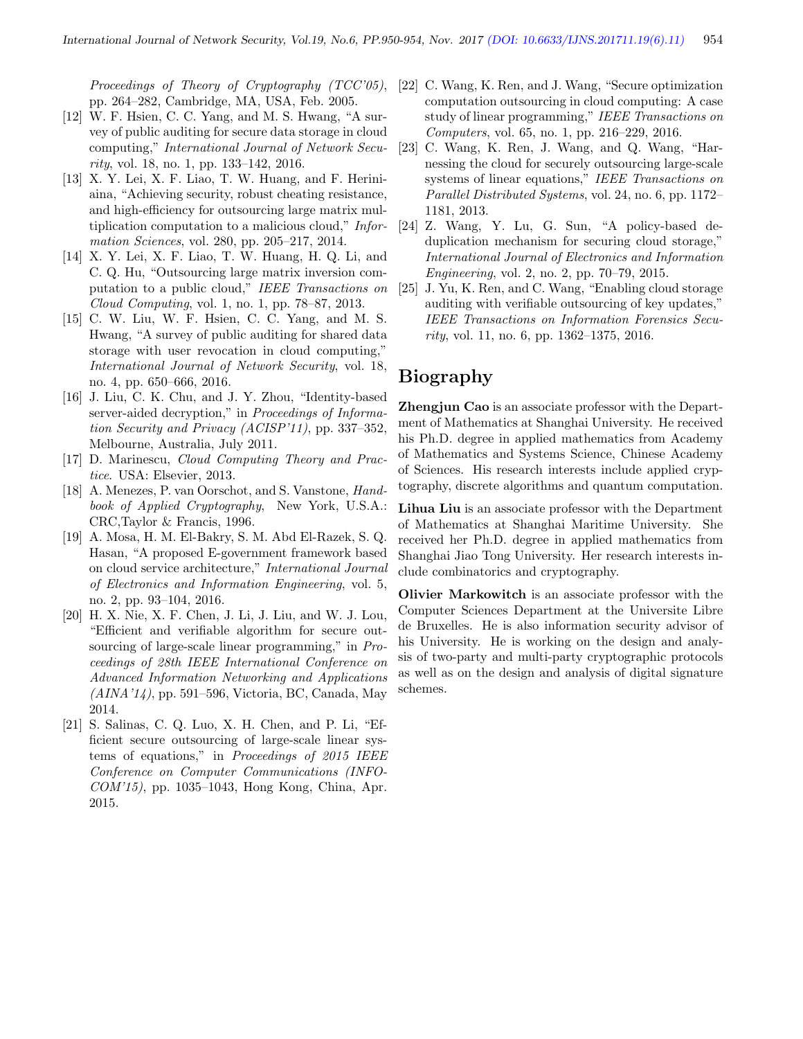*Proceedings of Theory of Cryptography (TCC'05)*, pp. 264–282, Cambridge, MA, USA, Feb. 2005.

[12] W. F. Hsien, C. C. Yang, and M. S. Hwang, "A survey of public auditing for secure data storage in cloud computing," *International Journal of Network Security*, vol. 18, no. 1, pp. 133–142, 2016.

[13] X. Y. Lei, X. F. Liao, T. W. Huang, and F. Heriniaina, "Achieving security, robust cheating resistance, and high-efficiency for outsourcing large matrix multiplication computation to a malicious cloud," *Information Sciences*, vol. 280, pp. 205–217, 2014.

[14] X. Y. Lei, X. F. Liao, T. W. Huang, H. Q. Li, and C. Q. Hu, "Outsourcing large matrix inversion computation to a public cloud," *IEEE Transactions on Cloud Computing*, vol. 1, no. 1, pp. 78–87, 2013.

[15] C. W. Liu, W. F. Hsien, C. C. Yang, and M. S. Hwang, "A survey of public auditing for shared data storage with user revocation in cloud computing," *International Journal of Network Security*, vol. 18, no. 4, pp. 650–666, 2016.

[16] J. Liu, C. K. Chu, and J. Y. Zhou, "Identity-based server-aided decryption," in *Proceedings of Information Security and Privacy (ACISP'11)*, pp. 337–352, Melbourne, Australia, July 2011.

[17] D. Marinescu, *Cloud Computing Theory and Practice*. USA: Elsevier, 2013.

[18] A. Menezes, P. van Oorschot, and S. Vanstone, *Handbook of Applied Cryptography*, New York, U.S.A.: CRC,Taylor & Francis, 1996.

[19] A. Mosa, H. M. El-Bakry, S. M. Abd El-Razek, S. Q. Hasan, "A proposed E-government framework based on cloud service architecture," *International Journal of Electronics and Information Engineering*, vol. 5, no. 2, pp. 93–104, 2016.

[20] H. X. Nie, X. F. Chen, J. Li, J. Liu, and W. J. Lou, "Efficient and verifiable algorithm for secure outsourcing of large-scale linear programming," in *Proceedings of 28th IEEE International Conference on Advanced Information Networking and Applications (AINA'14)*, pp. 591–596, Victoria, BC, Canada, May 2014.

[21] S. Salinas, C. Q. Luo, X. H. Chen, and P. Li, "Efficient secure outsourcing of large-scale linear systems of equations," in *Proceedings of 2015 IEEE Conference on Computer Communications (INFOCOM'15)*, pp. 1035–1043, Hong Kong, China, Apr. 2015.

[22] C. Wang, K. Ren, and J. Wang, "Secure optimization computation outsourcing in cloud computing: A case study of linear programming," *IEEE Transactions on Computers*, vol. 65, no. 1, pp. 216–229, 2016.

[23] C. Wang, K. Ren, J. Wang, and Q. Wang, "Harnessing the cloud for securely outsourcing large-scale systems of linear equations," *IEEE Transactions on Parallel Distributed Systems*, vol. 24, no. 6, pp. 1172–1181, 2013.

[24] Z. Wang, Y. Lu, G. Sun, "A policy-based deduplication mechanism for securing cloud storage," *International Journal of Electronics and Information Engineering*, vol. 2, no. 2, pp. 70–79, 2015.

[25] J. Yu, K. Ren, and C. Wang, "Enabling cloud storage auditing with verifiable outsourcing of key updates," *IEEE Transactions on Information Forensics Security*, vol. 11, no. 6, pp. 1362–1375, 2016.

## Biography

**Zhengjun Cao** is an associate professor with the Department of Mathematics at Shanghai University. He received his Ph.D. degree in applied mathematics from Academy of Mathematics and Systems Science, Chinese Academy of Sciences. His research interests include applied cryptography, discrete algorithms and quantum computation.

**Lihua Liu** is an associate professor with the Department of Mathematics at Shanghai Maritime University. She received her Ph.D. degree in applied mathematics from Shanghai Jiao Tong University. Her research interests include combinatorics and cryptography.

**Olivier Markowitch** is an associate professor with the Computer Sciences Department at the Universite Libre de Bruxelles. He is also information security advisor of his University. He is working on the design and analysis of two-party and multi-party cryptographic protocols as well as on the design and analysis of digital signature schemes.